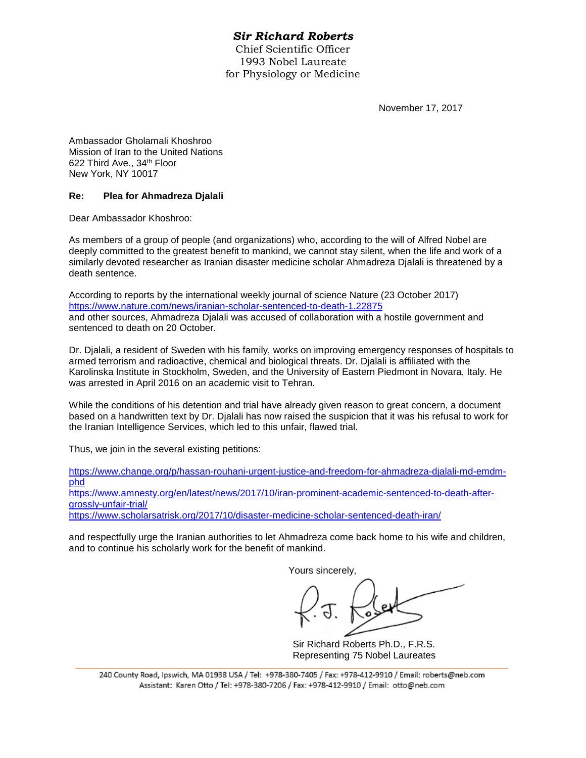***Sir Richard Roberts***
Chief Scientific Officer
1993 Nobel Laureate
for Physiology or Medicine

November 17, 2017

Ambassador Gholamali Khoshroo
Mission of Iran to the United Nations
622 Third Ave., 34th Floor
New York, NY 10017

**Re: Plea for Ahmadreza Djalali**

Dear Ambassador Khoshroo:

As members of a group of people (and organizations) who, according to the will of Alfred Nobel are deeply committed to the greatest benefit to mankind, we cannot stay silent, when the life and work of a similarly devoted researcher as Iranian disaster medicine scholar Ahmadreza Djalali is threatened by a death sentence.

According to reports by the international weekly journal of science Nature (23 October 2017)
https://www.nature.com/news/iranian-scholar-sentenced-to-death-1.22875
and other sources, Ahmadreza Djalali was accused of collaboration with a hostile government and sentenced to death on 20 October.

Dr. Djalali, a resident of Sweden with his family, works on improving emergency responses of hospitals to armed terrorism and radioactive, chemical and biological threats. Dr. Djalali is affiliated with the Karolinska Institute in Stockholm, Sweden, and the University of Eastern Piedmont in Novara, Italy. He was arrested in April 2016 on an academic visit to Tehran.

While the conditions of his detention and trial have already given reason to great concern, a document based on a handwritten text by Dr. Djalali has now raised the suspicion that it was his refusal to work for the Iranian Intelligence Services, which led to this unfair, flawed trial.

Thus, we join in the several existing petitions:

https://www.change.org/p/hassan-rouhani-urgent-justice-and-freedom-for-ahmadreza-djalali-md-emdm-phd
https://www.amnesty.org/en/latest/news/2017/10/iran-prominent-academic-sentenced-to-death-after-grossly-unfair-trial/
https://www.scholarsatrisk.org/2017/10/disaster-medicine-scholar-sentenced-death-iran/

and respectfully urge the Iranian authorities to let Ahmadreza come back home to his wife and children, and to continue his scholarly work for the benefit of mankind.

Yours sincerely,

Sir Richard Roberts Ph.D., F.R.S.
Representing 75 Nobel Laureates

240 County Road, Ipswich, MA 01938 USA / Tel: +978-380-7405 / Fax: +978-412-9910 / Email: roberts@neb.com
Assistant: Karen Otto / Tel: +978-380-7206 / Fax: +978-412-9910 / Email: otto@neb.com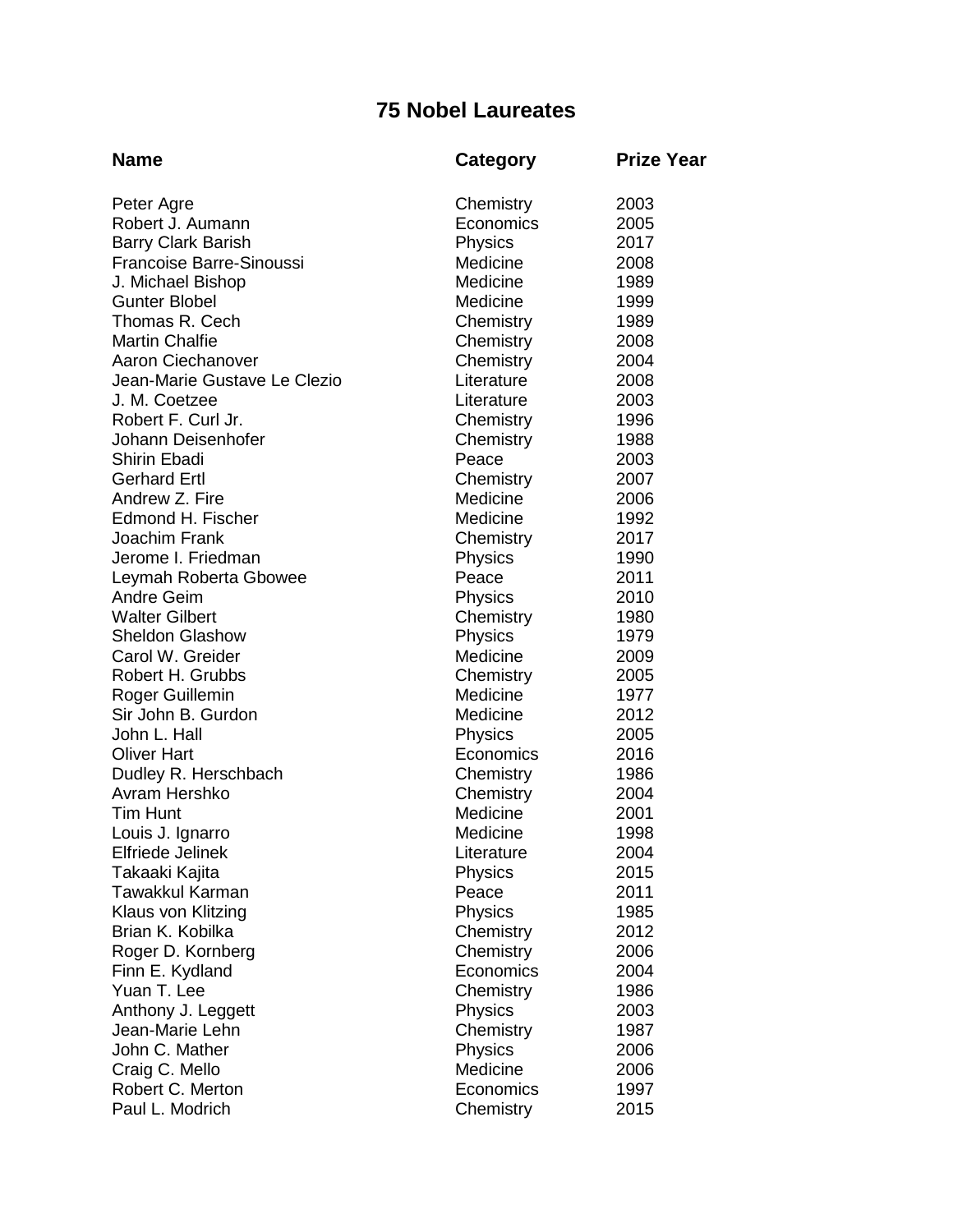# 75 Nobel Laureates

| Name | Category | Prize Year |
|---|---|---|
| Peter Agre | Chemistry | 2003 |
| Robert J. Aumann | Economics | 2005 |
| Barry Clark Barish | Physics | 2017 |
| Francoise Barre-Sinoussi | Medicine | 2008 |
| J. Michael Bishop | Medicine | 1989 |
| Gunter Blobel | Medicine | 1999 |
| Thomas R. Cech | Chemistry | 1989 |
| Martin Chalfie | Chemistry | 2008 |
| Aaron Ciechanover | Chemistry | 2004 |
| Jean-Marie Gustave Le Clezio | Literature | 2008 |
| J. M. Coetzee | Literature | 2003 |
| Robert F. Curl Jr. | Chemistry | 1996 |
| Johann Deisenhofer | Chemistry | 1988 |
| Shirin Ebadi | Peace | 2003 |
| Gerhard Ertl | Chemistry | 2007 |
| Andrew Z. Fire | Medicine | 2006 |
| Edmond H. Fischer | Medicine | 1992 |
| Joachim Frank | Chemistry | 2017 |
| Jerome I. Friedman | Physics | 1990 |
| Leymah Roberta Gbowee | Peace | 2011 |
| Andre Geim | Physics | 2010 |
| Walter Gilbert | Chemistry | 1980 |
| Sheldon Glashow | Physics | 1979 |
| Carol W. Greider | Medicine | 2009 |
| Robert H. Grubbs | Chemistry | 2005 |
| Roger Guillemin | Medicine | 1977 |
| Sir John B. Gurdon | Medicine | 2012 |
| John L. Hall | Physics | 2005 |
| Oliver Hart | Economics | 2016 |
| Dudley R. Herschbach | Chemistry | 1986 |
| Avram Hershko | Chemistry | 2004 |
| Tim Hunt | Medicine | 2001 |
| Louis J. Ignarro | Medicine | 1998 |
| Elfriede Jelinek | Literature | 2004 |
| Takaaki Kajita | Physics | 2015 |
| Tawakkul Karman | Peace | 2011 |
| Klaus von Klitzing | Physics | 1985 |
| Brian K. Kobilka | Chemistry | 2012 |
| Roger D. Kornberg | Chemistry | 2006 |
| Finn E. Kydland | Economics | 2004 |
| Yuan T. Lee | Chemistry | 1986 |
| Anthony J. Leggett | Physics | 2003 |
| Jean-Marie Lehn | Chemistry | 1987 |
| John C. Mather | Physics | 2006 |
| Craig C. Mello | Medicine | 2006 |
| Robert C. Merton | Economics | 1997 |
| Paul L. Modrich | Chemistry | 2015 |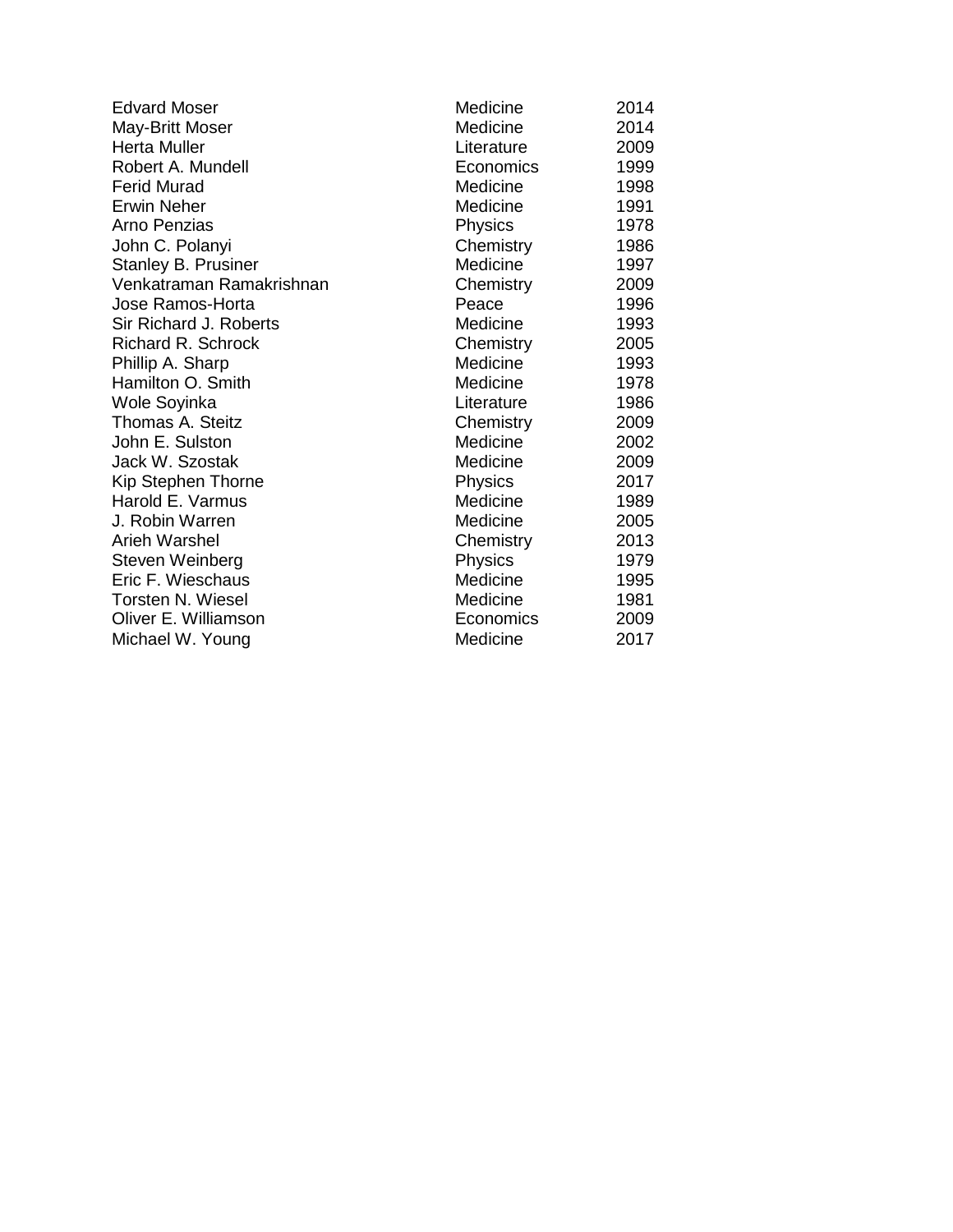| | | |
|---|---|---|
| Edvard Moser | Medicine | 2014 |
| May-Britt Moser | Medicine | 2014 |
| Herta Muller | Literature | 2009 |
| Robert A. Mundell | Economics | 1999 |
| Ferid Murad | Medicine | 1998 |
| Erwin Neher | Medicine | 1991 |
| Arno Penzias | Physics | 1978 |
| John C. Polanyi | Chemistry | 1986 |
| Stanley B. Prusiner | Medicine | 1997 |
| Venkatraman Ramakrishnan | Chemistry | 2009 |
| Jose Ramos-Horta | Peace | 1996 |
| Sir Richard J. Roberts | Medicine | 1993 |
| Richard R. Schrock | Chemistry | 2005 |
| Phillip A. Sharp | Medicine | 1993 |
| Hamilton O. Smith | Medicine | 1978 |
| Wole Soyinka | Literature | 1986 |
| Thomas A. Steitz | Chemistry | 2009 |
| John E. Sulston | Medicine | 2002 |
| Jack W. Szostak | Medicine | 2009 |
| Kip Stephen Thorne | Physics | 2017 |
| Harold E. Varmus | Medicine | 1989 |
| J. Robin Warren | Medicine | 2005 |
| Arieh Warshel | Chemistry | 2013 |
| Steven Weinberg | Physics | 1979 |
| Eric F. Wieschaus | Medicine | 1995 |
| Torsten N. Wiesel | Medicine | 1981 |
| Oliver E. Williamson | Economics | 2009 |
| Michael W. Young | Medicine | 2017 |